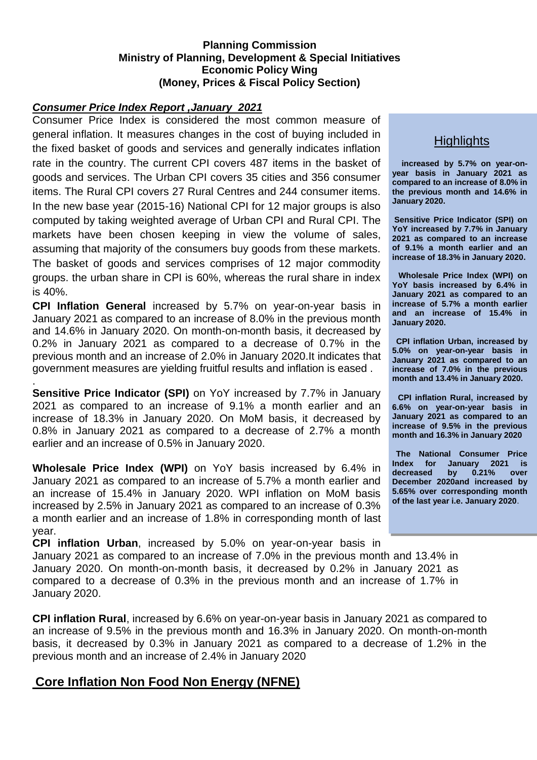**Planning Commission**
**Ministry of Planning, Development & Special Initiatives**
**Economic Policy Wing**
**(Money, Prices & Fiscal Policy Section)**

## ***Consumer Price Index Report ,January 2021***

Consumer Price Index is considered the most common measure of general inflation. It measures changes in the cost of buying included in the fixed basket of goods and services and generally indicates inflation rate in the country. The current CPI covers 487 items in the basket of goods and services. The Urban CPI covers 35 cities and 356 consumer items. The Rural CPI covers 27 Rural Centres and 244 consumer items. In the new base year (2015-16) National CPI for 12 major groups is also computed by taking weighted average of Urban CPI and Rural CPI. The markets have been chosen keeping in view the volume of sales, assuming that majority of the consumers buy goods from these markets. The basket of goods and services comprises of 12 major commodity groups. the urban share in CPI is 60%, whereas the rural share in index is 40%.

**CPI Inflation General** increased by 5.7% on year-on-year basis in January 2021 as compared to an increase of 8.0% in the previous month and 14.6% in January 2020. On month-on-month basis, it decreased by 0.2% in January 2021 as compared to a decrease of 0.7% in the previous month and an increase of 2.0% in January 2020.It indicates that government measures are yielding fruitful results and inflation is eased .

.

**Sensitive Price Indicator (SPI)** on YoY increased by 7.7% in January 2021 as compared to an increase of 9.1% a month earlier and an increase of 18.3% in January 2020. On MoM basis, it decreased by 0.8% in January 2021 as compared to a decrease of 2.7% a month earlier and an increase of 0.5% in January 2020.

**Wholesale Price Index (WPI)** on YoY basis increased by 6.4% in January 2021 as compared to an increase of 5.7% a month earlier and an increase of 15.4% in January 2020. WPI inflation on MoM basis increased by 2.5% in January 2021 as compared to an increase of 0.3% a month earlier and an increase of 1.8% in corresponding month of last year.

**CPI inflation Urban**, increased by 5.0% on year-on-year basis in January 2021 as compared to an increase of 7.0% in the previous month and 13.4% in January 2020. On month-on-month basis, it decreased by 0.2% in January 2021 as compared to a decrease of 0.3% in the previous month and an increase of 1.7% in January 2020.

**CPI inflation Rural**, increased by 6.6% on year-on-year basis in January 2021 as compared to an increase of 9.5% in the previous month and 16.3% in January 2020. On month-on-month basis, it decreased by 0.3% in January 2021 as compared to a decrease of 1.2% in the previous month and an increase of 2.4% in January 2020

### Highlights

**increased by 5.7% on year-on-year basis in January 2021 as compared to an increase of 8.0% in the previous month and 14.6% in January 2020.**

**Sensitive Price Indicator (SPI) on YoY increased by 7.7% in January 2021 as compared to an increase of 9.1% a month earlier and an increase of 18.3% in January 2020.**

**Wholesale Price Index (WPI) on YoY basis increased by 6.4% in January 2021 as compared to an increase of 5.7% a month earlier and an increase of 15.4% in January 2020.**

**CPI inflation Urban, increased by 5.0% on year-on-year basis in January 2021 as compared to an increase of 7.0% in the previous month and 13.4% in January 2020.**

**CPI inflation Rural, increased by 6.6% on year-on-year basis in January 2021 as compared to an increase of 9.5% in the previous month and 16.3% in January 2020**

**The National Consumer Price Index for January 2021 is decreased by 0.21% over December 2020and increased by 5.65% over corresponding month of the last year i.e. January 2020**.

## Core Inflation Non Food Non Energy (NFNE)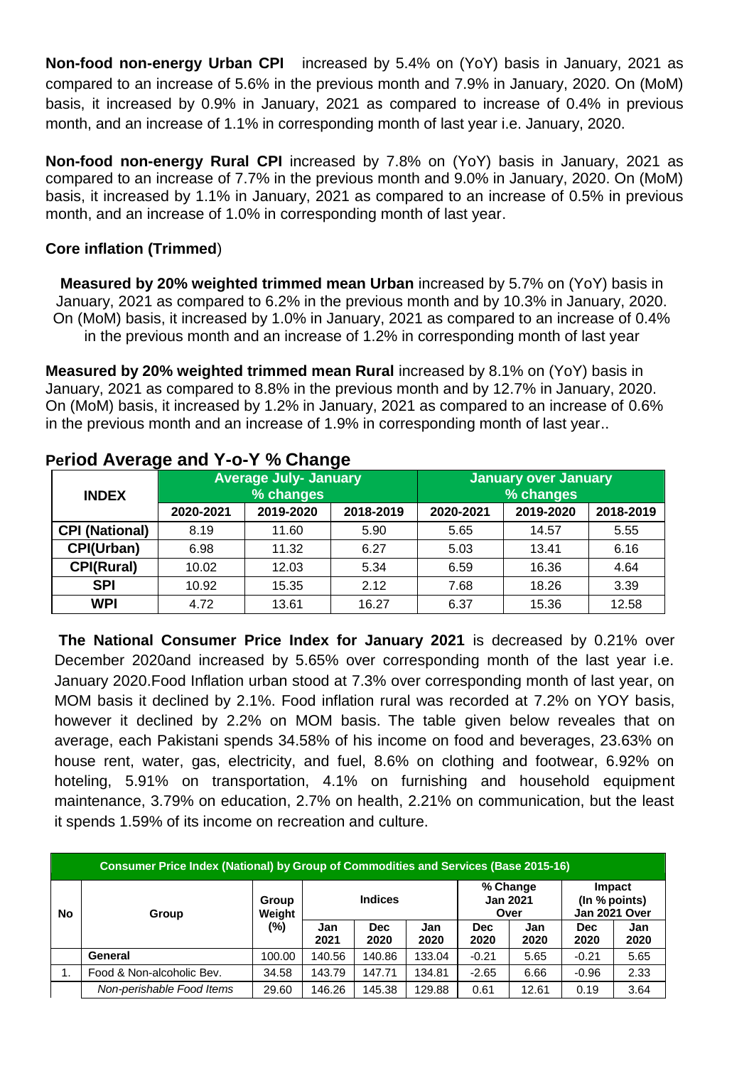**Non-food non-energy Urban CPI** increased by 5.4% on (YoY) basis in January, 2021 as compared to an increase of 5.6% in the previous month and 7.9% in January, 2020. On (MoM) basis, it increased by 0.9% in January, 2021 as compared to increase of 0.4% in previous month, and an increase of 1.1% in corresponding month of last year i.e. January, 2020.

**Non-food non-energy Rural CPI** increased by 7.8% on (YoY) basis in January, 2021 as compared to an increase of 7.7% in the previous month and 9.0% in January, 2020. On (MoM) basis, it increased by 1.1% in January, 2021 as compared to an increase of 0.5% in previous month, and an increase of 1.0% in corresponding month of last year.

**Core inflation (Trimmed**)

**Measured by 20% weighted trimmed mean Urban** increased by 5.7% on (YoY) basis in January, 2021 as compared to 6.2% in the previous month and by 10.3% in January, 2020. On (MoM) basis, it increased by 1.0% in January, 2021 as compared to an increase of 0.4% in the previous month and an increase of 1.2% in corresponding month of last year

**Measured by 20% weighted trimmed mean Rural** increased by 8.1% on (YoY) basis in January, 2021 as compared to 8.8% in the previous month and by 12.7% in January, 2020. On (MoM) basis, it increased by 1.2% in January, 2021 as compared to an increase of 0.6% in the previous month and an increase of 1.9% in corresponding month of last year..

## Period Average and Y-o-Y % Change

| INDEX | Average July- January % changes | | | January over January % changes | | |
|---|---|---|---|---|---|---|
| | 2020-2021 | 2019-2020 | 2018-2019 | 2020-2021 | 2019-2020 | 2018-2019 |
| CPI (National) | 8.19 | 11.60 | 5.90 | 5.65 | 14.57 | 5.55 |
| CPI(Urban) | 6.98 | 11.32 | 6.27 | 5.03 | 13.41 | 6.16 |
| CPI(Rural) | 10.02 | 12.03 | 5.34 | 6.59 | 16.36 | 4.64 |
| SPI | 10.92 | 15.35 | 2.12 | 7.68 | 18.26 | 3.39 |
| WPI | 4.72 | 13.61 | 16.27 | 6.37 | 15.36 | 12.58 |

**The National Consumer Price Index for January 2021** is decreased by 0.21% over December 2020and increased by 5.65% over corresponding month of the last year i.e. January 2020.Food Inflation urban stood at 7.3% over corresponding month of last year, on MOM basis it declined by 2.1%. Food inflation rural was recorded at 7.2% on YOY basis, however it declined by 2.2% on MOM basis. The table given below reveales that on average, each Pakistani spends 34.58% of his income on food and beverages, 23.63% on house rent, water, gas, electricity, and fuel, 8.6% on clothing and footwear, 6.92% on hoteling, 5.91% on transportation, 4.1% on furnishing and household equipment maintenance, 3.79% on education, 2.7% on health, 2.21% on communication, but the least it spends 1.59% of its income on recreation and culture.

| Consumer Price Index (National) by Group of Commodities and Services (Base 2015-16) | | | | | | | | | |
|---|---|---|---|---|---|---|---|---|---|
| No | Group | Group Weight (%) | Indices | | | % Change Jan 2021 Over | | Impact (In % points) Jan 2021 Over | |
| | | | Jan 2021 | Dec 2020 | Jan 2020 | Dec 2020 | Jan 2020 | Dec 2020 | Jan 2020 |
| | **General** | 100.00 | 140.56 | 140.86 | 133.04 | -0.21 | 5.65 | -0.21 | 5.65 |
| 1. | Food & Non-alcoholic Bev. | 34.58 | 143.79 | 147.71 | 134.81 | -2.65 | 6.66 | -0.96 | 2.33 |
| | *Non-perishable Food Items* | 29.60 | 146.26 | 145.38 | 129.88 | 0.61 | 12.61 | 0.19 | 3.64 |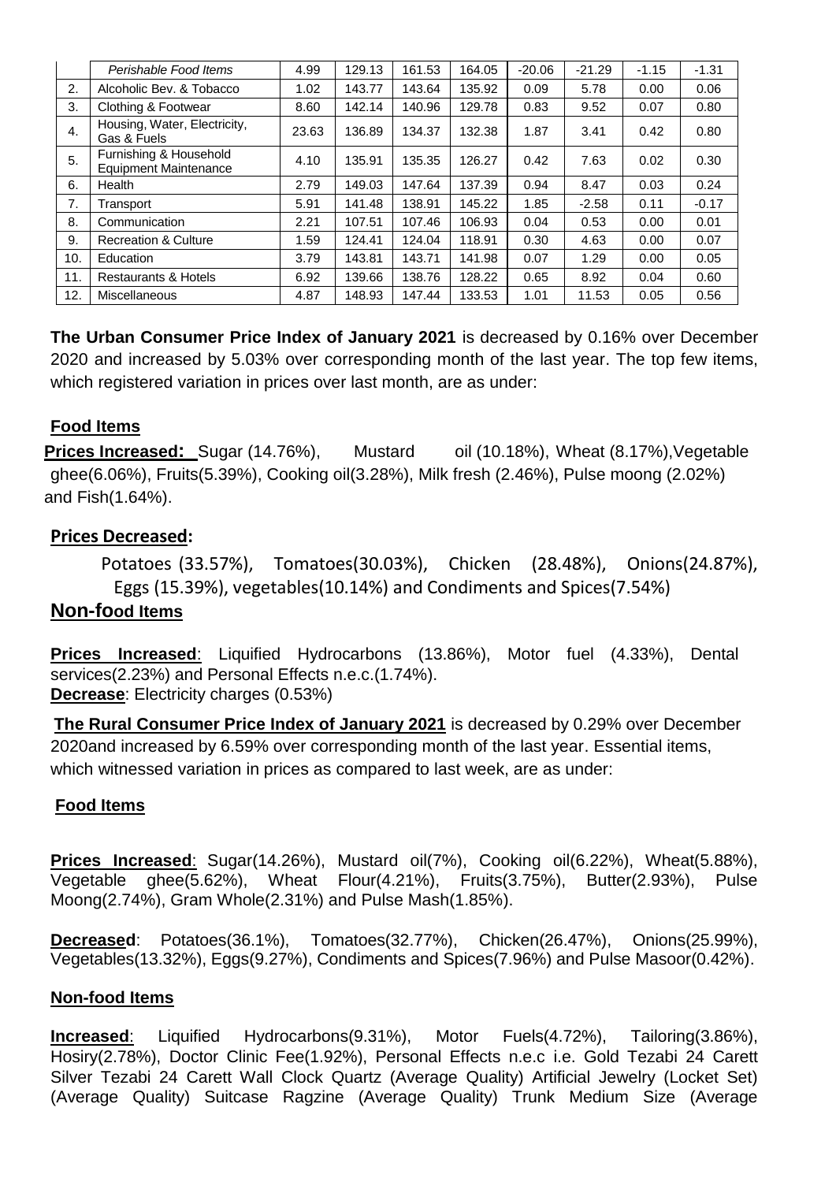| | Perishable Food Items | 4.99 | 129.13 | 161.53 | 164.05 | -20.06 | -21.29 | -1.15 | -1.31 |
|---|---|---|---|---|---|---|---|---|---|
| 2. | Alcoholic Bev. & Tobacco | 1.02 | 143.77 | 143.64 | 135.92 | 0.09 | 5.78 | 0.00 | 0.06 |
| 3. | Clothing & Footwear | 8.60 | 142.14 | 140.96 | 129.78 | 0.83 | 9.52 | 0.07 | 0.80 |
| 4. | Housing, Water, Electricity, Gas & Fuels | 23.63 | 136.89 | 134.37 | 132.38 | 1.87 | 3.41 | 0.42 | 0.80 |
| 5. | Furnishing & Household Equipment Maintenance | 4.10 | 135.91 | 135.35 | 126.27 | 0.42 | 7.63 | 0.02 | 0.30 |
| 6. | Health | 2.79 | 149.03 | 147.64 | 137.39 | 0.94 | 8.47 | 0.03 | 0.24 |
| 7. | Transport | 5.91 | 141.48 | 138.91 | 145.22 | 1.85 | -2.58 | 0.11 | -0.17 |
| 8. | Communication | 2.21 | 107.51 | 107.46 | 106.93 | 0.04 | 0.53 | 0.00 | 0.01 |
| 9. | Recreation & Culture | 1.59 | 124.41 | 124.04 | 118.91 | 0.30 | 4.63 | 0.00 | 0.07 |
| 10. | Education | 3.79 | 143.81 | 143.71 | 141.98 | 0.07 | 1.29 | 0.00 | 0.05 |
| 11. | Restaurants & Hotels | 6.92 | 139.66 | 138.76 | 128.22 | 0.65 | 8.92 | 0.04 | 0.60 |
| 12. | Miscellaneous | 4.87 | 148.93 | 147.44 | 133.53 | 1.01 | 11.53 | 0.05 | 0.56 |

**The Urban Consumer Price Index of January 2021** is decreased by 0.16% over December 2020 and increased by 5.03% over corresponding month of the last year. The top few items, which registered variation in prices over last month, are as under:

**Food Items**

**Prices Increased:** Sugar (14.76%), Mustard oil (10.18%), Wheat (8.17%),Vegetable ghee(6.06%), Fruits(5.39%), Cooking oil(3.28%), Milk fresh (2.46%), Pulse moong (2.02%) and Fish(1.64%).

**Prices Decreased:**

Potatoes (33.57%), Tomatoes(30.03%), Chicken (28.48%), Onions(24.87%), Eggs (15.39%), vegetables(10.14%) and Condiments and Spices(7.54%)

**Non-food Items**

**Prices Increased**: Liquified Hydrocarbons (13.86%), Motor fuel (4.33%), Dental services(2.23%) and Personal Effects n.e.c.(1.74%).
**Decrease**: Electricity charges (0.53%)

**The Rural Consumer Price Index of January 2021** is decreased by 0.29% over December 2020and increased by 6.59% over corresponding month of the last year. Essential items, which witnessed variation in prices as compared to last week, are as under:

**Food Items**

**Prices Increased**: Sugar(14.26%), Mustard oil(7%), Cooking oil(6.22%), Wheat(5.88%), Vegetable ghee(5.62%), Wheat Flour(4.21%), Fruits(3.75%), Butter(2.93%), Pulse Moong(2.74%), Gram Whole(2.31%) and Pulse Mash(1.85%).

**Decreased**: Potatoes(36.1%), Tomatoes(32.77%), Chicken(26.47%), Onions(25.99%), Vegetables(13.32%), Eggs(9.27%), Condiments and Spices(7.96%) and Pulse Masoor(0.42%).

**Non-food Items**

**Increased**: Liquified Hydrocarbons(9.31%), Motor Fuels(4.72%), Tailoring(3.86%), Hosiry(2.78%), Doctor Clinic Fee(1.92%), Personal Effects n.e.c i.e. Gold Tezabi 24 Carett Silver Tezabi 24 Carett Wall Clock Quartz (Average Quality) Artificial Jewelry (Locket Set) (Average Quality) Suitcase Ragzine (Average Quality) Trunk Medium Size (Average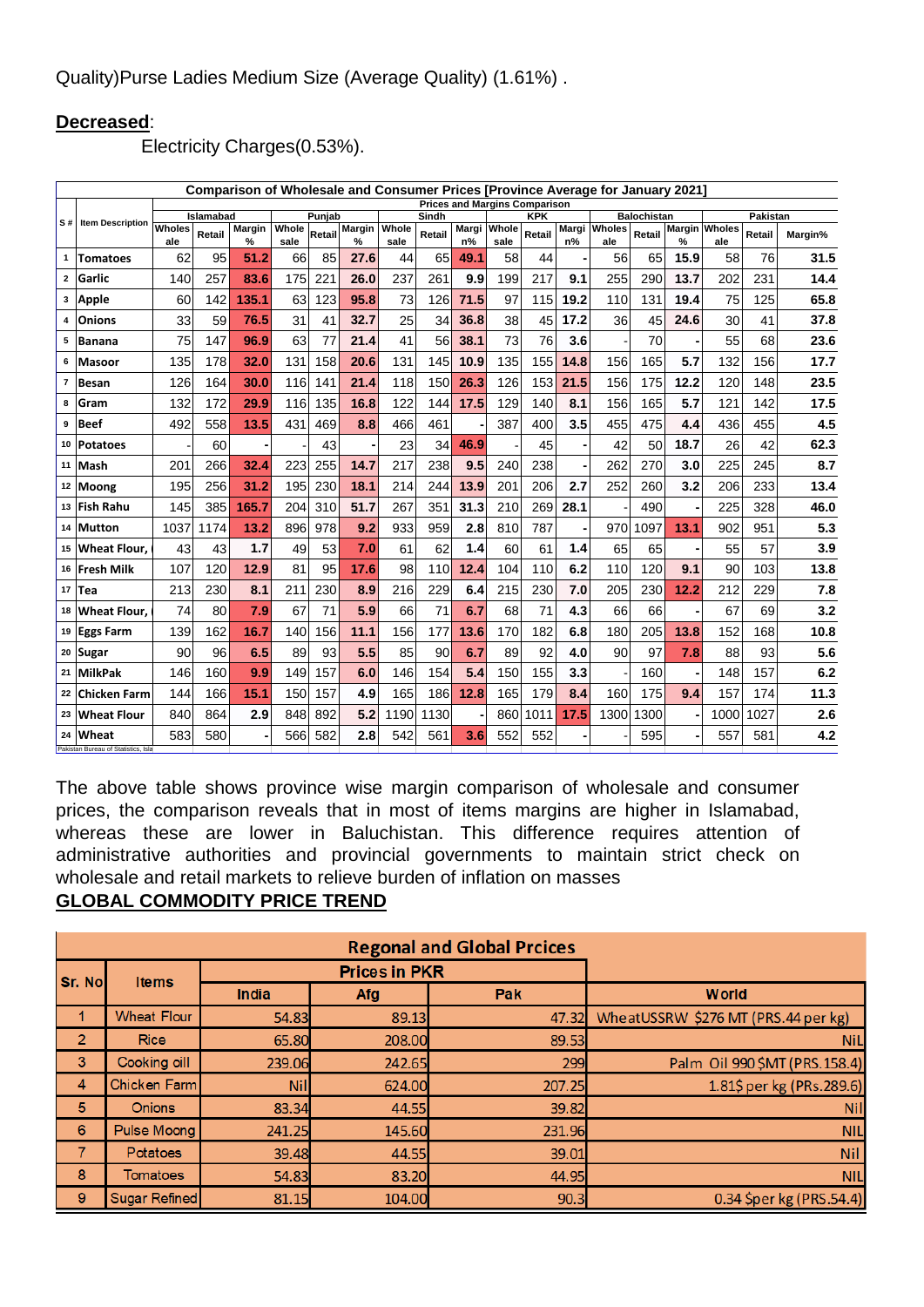Quality)Purse Ladies Medium Size (Average Quality) (1.61%) .

**Decreased**:

Electricity Charges(0.53%).

| S # | Item Description | Comparison of Wholesale and Consumer Prices [Province Average for January 2021] | | | | | | | | | | | | | | | | | |
|---|---|---|---|---|---|---|---|---|---|---|---|---|---|---|---|---|---|---|---|
| | | Prices and Margins Comparison | | | | | | | | | | | | | | | | | |
| | | Islamabad | | | Punjab | | | Sindh | | | KPK | | | Balochistan | | | Pakistan | | |
| | | Wholesale | Retail | Margin % | Whole sale | Retail | Margin % | Whole sale | Retail | Margin% | Whole sale | Retail | Margin% | Wholesale | Retail | Margin % | Wholesale | Retail | Margin% |
| 1 | Tomatoes | 62 | 95 | 51.2 | 66 | 85 | 27.6 | 44 | 65 | 49.1 | 58 | 44 | - | 56 | 65 | 15.9 | 58 | 76 | 31.5 |
| 2 | Garlic | 140 | 257 | 83.6 | 175 | 221 | 26.0 | 237 | 261 | 9.9 | 199 | 217 | 9.1 | 255 | 290 | 13.7 | 202 | 231 | 14.4 |
| 3 | Apple | 60 | 142 | 135.1 | 63 | 123 | 95.8 | 73 | 126 | 71.5 | 97 | 115 | 19.2 | 110 | 131 | 19.4 | 75 | 125 | 65.8 |
| 4 | Onions | 33 | 59 | 76.5 | 31 | 41 | 32.7 | 25 | 34 | 36.8 | 38 | 45 | 17.2 | 36 | 45 | 24.6 | 30 | 41 | 37.8 |
| 5 | Banana | 75 | 147 | 96.9 | 63 | 77 | 21.4 | 41 | 56 | 38.1 | 73 | 76 | 3.6 | - | 70 | - | 55 | 68 | 23.6 |
| 6 | Masoor | 135 | 178 | 32.0 | 131 | 158 | 20.6 | 131 | 145 | 10.9 | 135 | 155 | 14.8 | 156 | 165 | 5.7 | 132 | 156 | 17.7 |
| 7 | Besan | 126 | 164 | 30.0 | 116 | 141 | 21.4 | 118 | 150 | 26.3 | 126 | 153 | 21.5 | 156 | 175 | 12.2 | 120 | 148 | 23.5 |
| 8 | Gram | 132 | 172 | 29.9 | 116 | 135 | 16.8 | 122 | 144 | 17.5 | 129 | 140 | 8.1 | 156 | 165 | 5.7 | 121 | 142 | 17.5 |
| 9 | Beef | 492 | 558 | 13.5 | 431 | 469 | 8.8 | 466 | 461 | - | 387 | 400 | 3.5 | 455 | 475 | 4.4 | 436 | 455 | 4.5 |
| 10 | Potatoes | - | 60 | - | - | 43 | - | 23 | 34 | 46.9 | - | 45 | - | 42 | 50 | 18.7 | 26 | 42 | 62.3 |
| 11 | Mash | 201 | 266 | 32.4 | 223 | 255 | 14.7 | 217 | 238 | 9.5 | 240 | 238 | - | 262 | 270 | 3.0 | 225 | 245 | 8.7 |
| 12 | Moong | 195 | 256 | 31.2 | 195 | 230 | 18.1 | 214 | 244 | 13.9 | 201 | 206 | 2.7 | 252 | 260 | 3.2 | 206 | 233 | 13.4 |
| 13 | Fish Rahu | 145 | 385 | 165.7 | 204 | 310 | 51.7 | 267 | 351 | 31.3 | 210 | 269 | 28.1 | - | 490 | - | 225 | 328 | 46.0 |
| 14 | Mutton | 1037 | 1174 | 13.2 | 896 | 978 | 9.2 | 933 | 959 | 2.8 | 810 | 787 | - | 970 | 1097 | 13.1 | 902 | 951 | 5.3 |
| 15 | Wheat Flour, | 43 | 43 | 1.7 | 49 | 53 | 7.0 | 61 | 62 | 1.4 | 60 | 61 | 1.4 | 65 | 65 | - | 55 | 57 | 3.9 |
| 16 | Fresh Milk | 107 | 120 | 12.9 | 81 | 95 | 17.6 | 98 | 110 | 12.4 | 104 | 110 | 6.2 | 110 | 120 | 9.1 | 90 | 103 | 13.8 |
| 17 | Tea | 213 | 230 | 8.1 | 211 | 230 | 8.9 | 216 | 229 | 6.4 | 215 | 230 | 7.0 | 205 | 230 | 12.2 | 212 | 229 | 7.8 |
| 18 | Wheat Flour, | 74 | 80 | 7.9 | 67 | 71 | 5.9 | 66 | 71 | 6.7 | 68 | 71 | 4.3 | 66 | 66 | - | 67 | 69 | 3.2 |
| 19 | Eggs Farm | 139 | 162 | 16.7 | 140 | 156 | 11.1 | 156 | 177 | 13.6 | 170 | 182 | 6.8 | 180 | 205 | 13.8 | 152 | 168 | 10.8 |
| 20 | Sugar | 90 | 96 | 6.5 | 89 | 93 | 5.5 | 85 | 90 | 6.7 | 89 | 92 | 4.0 | 90 | 97 | 7.8 | 88 | 93 | 5.6 |
| 21 | MilkPak | 146 | 160 | 9.9 | 149 | 157 | 6.0 | 146 | 154 | 5.4 | 150 | 155 | 3.3 | - | 160 | - | 148 | 157 | 6.2 |
| 22 | Chicken Farm | 144 | 166 | 15.1 | 150 | 157 | 4.9 | 165 | 186 | 12.8 | 165 | 179 | 8.4 | 160 | 175 | 9.4 | 157 | 174 | 11.3 |
| 23 | Wheat Flour | 840 | 864 | 2.9 | 848 | 892 | 5.2 | 1190 | 1130 | - | 860 | 1011 | 17.5 | 1300 | 1300 | - | 1000 | 1027 | 2.6 |
| 24 | Wheat | 583 | 580 | - | 566 | 582 | 2.8 | 542 | 561 | 3.6 | 552 | 552 | - | - | 595 | - | 557 | 581 | 4.2 |

Pakistan Bureau of Statistics, Isla

The above table shows province wise margin comparison of wholesale and consumer prices, the comparison reveals that in most of items margins are higher in Islamabad, whereas these are lower in Baluchistan. This difference requires attention of administrative authorities and provincial governments to maintain strict check on wholesale and retail markets to relieve burden of inflation on masses

## GLOBAL COMMODITY PRICE TREND

| Sr. No | Items | Regonal and Global Prcices | | | |
|---|---|---|---|---|---|
| | | Prices in PKR | | | |
| | | India | Afg | Pak | World |
| 1 | Wheat Flour | 54.83 | 89.13 | 47.32 | WheatUSSRW $276 MT (PRS.44 per kg) |
| 2 | Rice | 65.80 | 208.00 | 89.53 | NiL |
| 3 | Cooking oill | 239.06 | 242.65 | 299 | Palm Oil 990 $MT (PRS.158.4) |
| 4 | Chicken Farm | Nil | 624.00 | 207.25 | 1.81$ per kg (PRs.289.6) |
| 5 | Onions | 83.34 | 44.55 | 39.82 | Nil |
| 6 | Pulse Moong | 241.25 | 145.60 | 231.96 | NIL |
| 7 | Potatoes | 39.48 | 44.55 | 39.01 | Nil |
| 8 | Tomatoes | 54.83 | 83.20 | 44.95 | NIL |
| 9 | Sugar Refined | 81.15 | 104.00 | 90.3 | 0.34 $per kg (PRS.54.4) |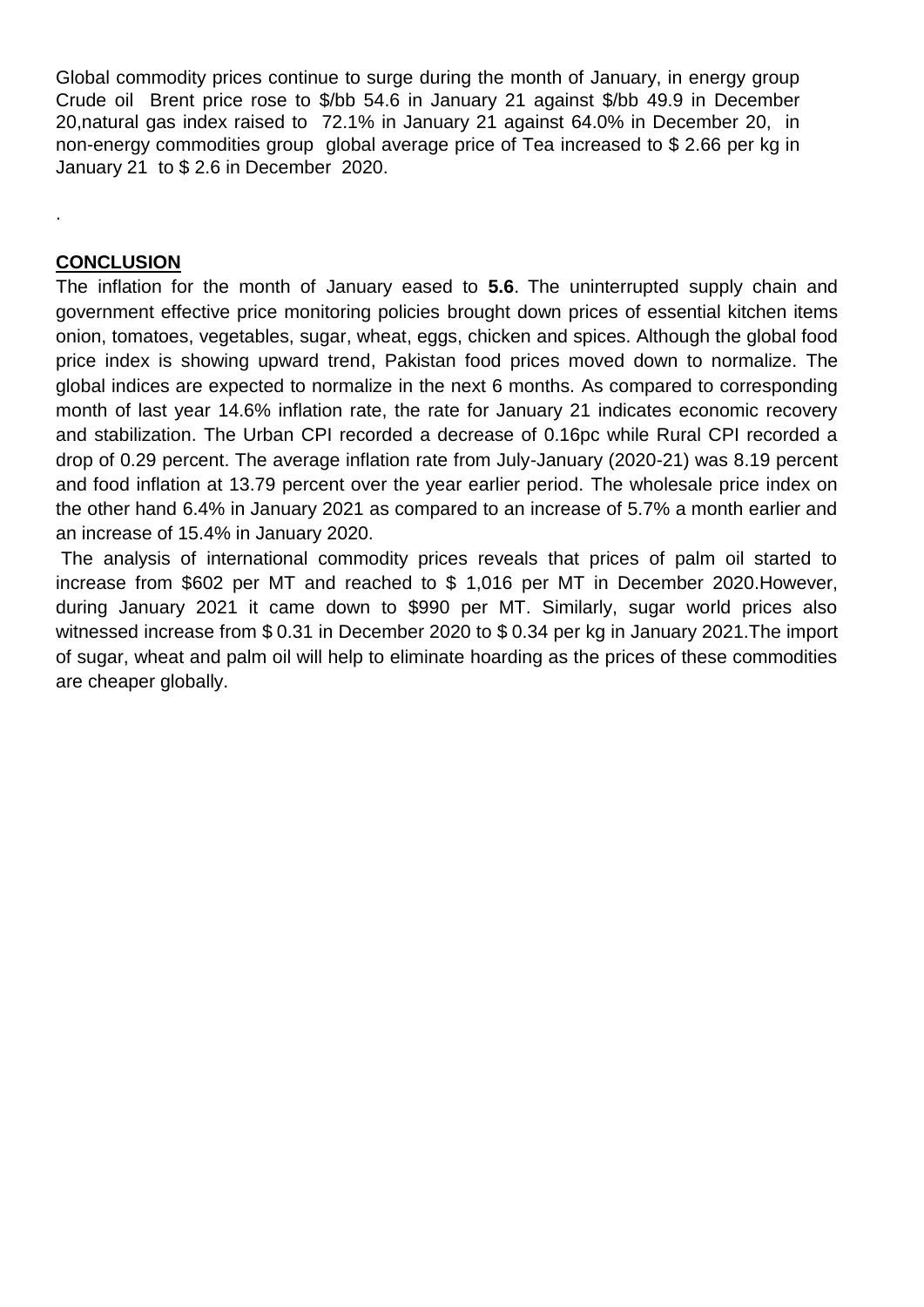Global commodity prices continue to surge during the month of January, in energy group Crude oil Brent price rose to $/bb 54.6 in January 21 against $/bb 49.9 in December 20,natural gas index raised to 72.1% in January 21 against 64.0% in December 20, in non-energy commodities group global average price of Tea increased to $ 2.66 per kg in January 21 to $ 2.6 in December 2020.

.

**CONCLUSION**

The inflation for the month of January eased to **5.6**. The uninterrupted supply chain and government effective price monitoring policies brought down prices of essential kitchen items onion, tomatoes, vegetables, sugar, wheat, eggs, chicken and spices. Although the global food price index is showing upward trend, Pakistan food prices moved down to normalize. The global indices are expected to normalize in the next 6 months. As compared to corresponding month of last year 14.6% inflation rate, the rate for January 21 indicates economic recovery and stabilization. The Urban CPI recorded a decrease of 0.16pc while Rural CPI recorded a drop of 0.29 percent. The average inflation rate from July-January (2020-21) was 8.19 percent and food inflation at 13.79 percent over the year earlier period. The wholesale price index on the other hand 6.4% in January 2021 as compared to an increase of 5.7% a month earlier and an increase of 15.4% in January 2020.

The analysis of international commodity prices reveals that prices of palm oil started to increase from $602 per MT and reached to $ 1,016 per MT in December 2020.However, during January 2021 it came down to $990 per MT. Similarly, sugar world prices also witnessed increase from $ 0.31 in December 2020 to $ 0.34 per kg in January 2021.The import of sugar, wheat and palm oil will help to eliminate hoarding as the prices of these commodities are cheaper globally.